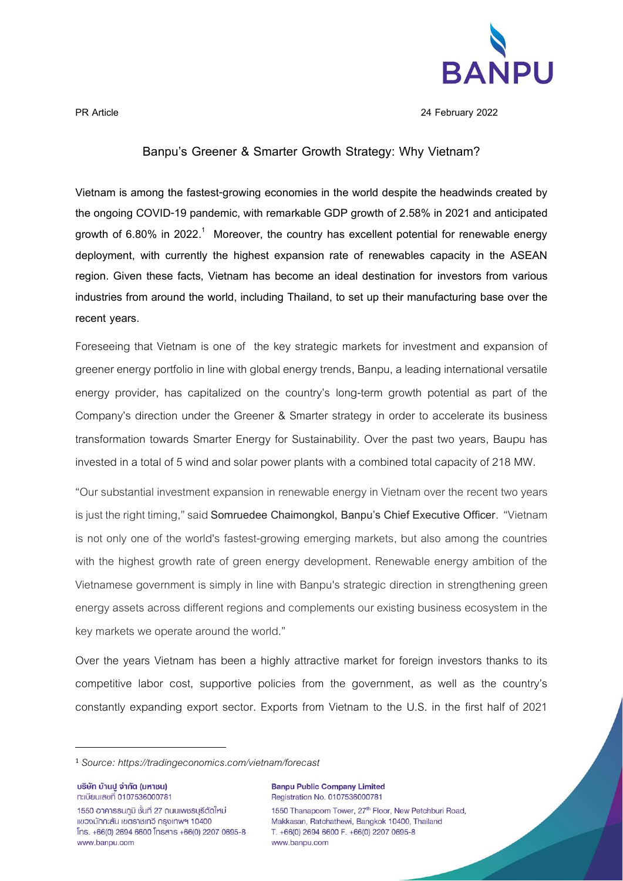PR Article

24 February 2022

## Banpu's Greener & Smarter Growth Strategy: Why Vietnam?

**Vietnam is among the fastest-growing economies in the world despite the headwinds created by the ongoing COVID-19 pandemic, with remarkable GDP growth of 2.58% in 2021 and anticipated growth of 6.80% in 2022.[1] Moreover, the country has excellent potential for renewable energy deployment, with currently the highest expansion rate of renewables capacity in the ASEAN region. Given these facts, Vietnam has become an ideal destination for investors from various industries from around the world, including Thailand, to set up their manufacturing base over the recent years.**

Foreseeing that Vietnam is one of the key strategic markets for investment and expansion of greener energy portfolio in line with global energy trends, Banpu, a leading international versatile energy provider, has capitalized on the country's long-term growth potential as part of the Company's direction under the Greener & Smarter strategy in order to accelerate its business transformation towards Smarter Energy for Sustainability. Over the past two years, Baupu has invested in a total of 5 wind and solar power plants with a combined total capacity of 218 MW.

"Our substantial investment expansion in renewable energy in Vietnam over the recent two years is just the right timing," said **Somruedee Chaimongkol, Banpu's Chief Executive Officer**. "Vietnam is not only one of the world's fastest-growing emerging markets, but also among the countries with the highest growth rate of green energy development. Renewable energy ambition of the Vietnamese government is simply in line with Banpu's strategic direction in strengthening green energy assets across different regions and complements our existing business ecosystem in the key markets we operate around the world."

Over the years Vietnam has been a highly attractive market for foreign investors thanks to its competitive labor cost, supportive policies from the government, as well as the country's constantly expanding export sector. Exports from Vietnam to the U.S. in the first half of 2021

[1] *Source: https://tradingeconomics.com/vietnam/forecast*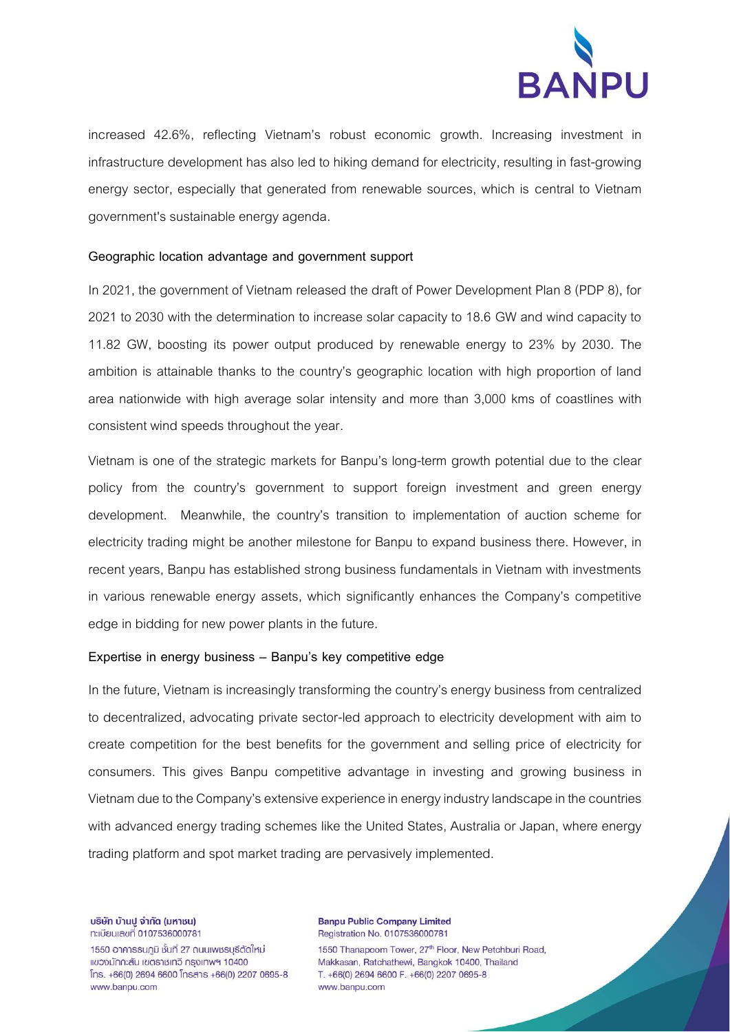increased 42.6%, reflecting Vietnam's robust economic growth. Increasing investment in infrastructure development has also led to hiking demand for electricity, resulting in fast-growing energy sector, especially that generated from renewable sources, which is central to Vietnam government's sustainable energy agenda.

**Geographic location advantage and government support**

In 2021, the government of Vietnam released the draft of Power Development Plan 8 (PDP 8), for 2021 to 2030 with the determination to increase solar capacity to 18.6 GW and wind capacity to 11.82 GW, boosting its power output produced by renewable energy to 23% by 2030. The ambition is attainable thanks to the country's geographic location with high proportion of land area nationwide with high average solar intensity and more than 3,000 kms of coastlines with consistent wind speeds throughout the year.

Vietnam is one of the strategic markets for Banpu's long-term growth potential due to the clear policy from the country's government to support foreign investment and green energy development. Meanwhile, the country's transition to implementation of auction scheme for electricity trading might be another milestone for Banpu to expand business there. However, in recent years, Banpu has established strong business fundamentals in Vietnam with investments in various renewable energy assets, which significantly enhances the Company's competitive edge in bidding for new power plants in the future.

**Expertise in energy business – Banpu's key competitive edge**

In the future, Vietnam is increasingly transforming the country's energy business from centralized to decentralized, advocating private sector-led approach to electricity development with aim to create competition for the best benefits for the government and selling price of electricity for consumers. This gives Banpu competitive advantage in investing and growing business in Vietnam due to the Company's extensive experience in energy industry landscape in the countries with advanced energy trading schemes like the United States, Australia or Japan, where energy trading platform and spot market trading are pervasively implemented.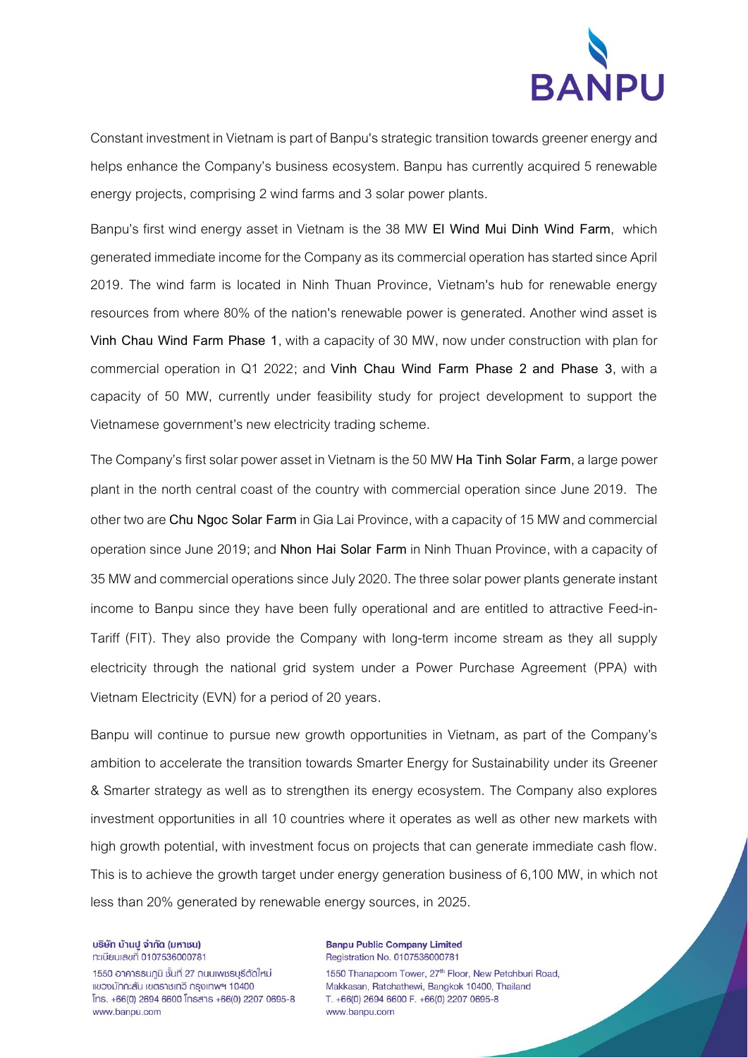Constant investment in Vietnam is part of Banpu's strategic transition towards greener energy and helps enhance the Company's business ecosystem. Banpu has currently acquired 5 renewable energy projects, comprising 2 wind farms and 3 solar power plants.

Banpu's first wind energy asset in Vietnam is the 38 MW **El Wind Mui Dinh Wind Farm**, which generated immediate income for the Company as its commercial operation has started since April 2019. The wind farm is located in Ninh Thuan Province, Vietnam's hub for renewable energy resources from where 80% of the nation's renewable power is generated. Another wind asset is **Vinh Chau Wind Farm Phase 1**, with a capacity of 30 MW, now under construction with plan for commercial operation in Q1 2022; and **Vinh Chau Wind Farm Phase 2 and Phase 3**, with a capacity of 50 MW, currently under feasibility study for project development to support the Vietnamese government's new electricity trading scheme.

The Company's first solar power asset in Vietnam is the 50 MW **Ha Tinh Solar Farm**, a large power plant in the north central coast of the country with commercial operation since June 2019. The other two are **Chu Ngoc Solar Farm** in Gia Lai Province, with a capacity of 15 MW and commercial operation since June 2019; and **Nhon Hai Solar Farm** in Ninh Thuan Province, with a capacity of 35 MW and commercial operations since July 2020. The three solar power plants generate instant income to Banpu since they have been fully operational and are entitled to attractive Feed-in-Tariff (FIT). They also provide the Company with long-term income stream as they all supply electricity through the national grid system under a Power Purchase Agreement (PPA) with Vietnam Electricity (EVN) for a period of 20 years.

Banpu will continue to pursue new growth opportunities in Vietnam, as part of the Company's ambition to accelerate the transition towards Smarter Energy for Sustainability under its Greener & Smarter strategy as well as to strengthen its energy ecosystem. The Company also explores investment opportunities in all 10 countries where it operates as well as other new markets with high growth potential, with investment focus on projects that can generate immediate cash flow. This is to achieve the growth target under energy generation business of 6,100 MW, in which not less than 20% generated by renewable energy sources, in 2025.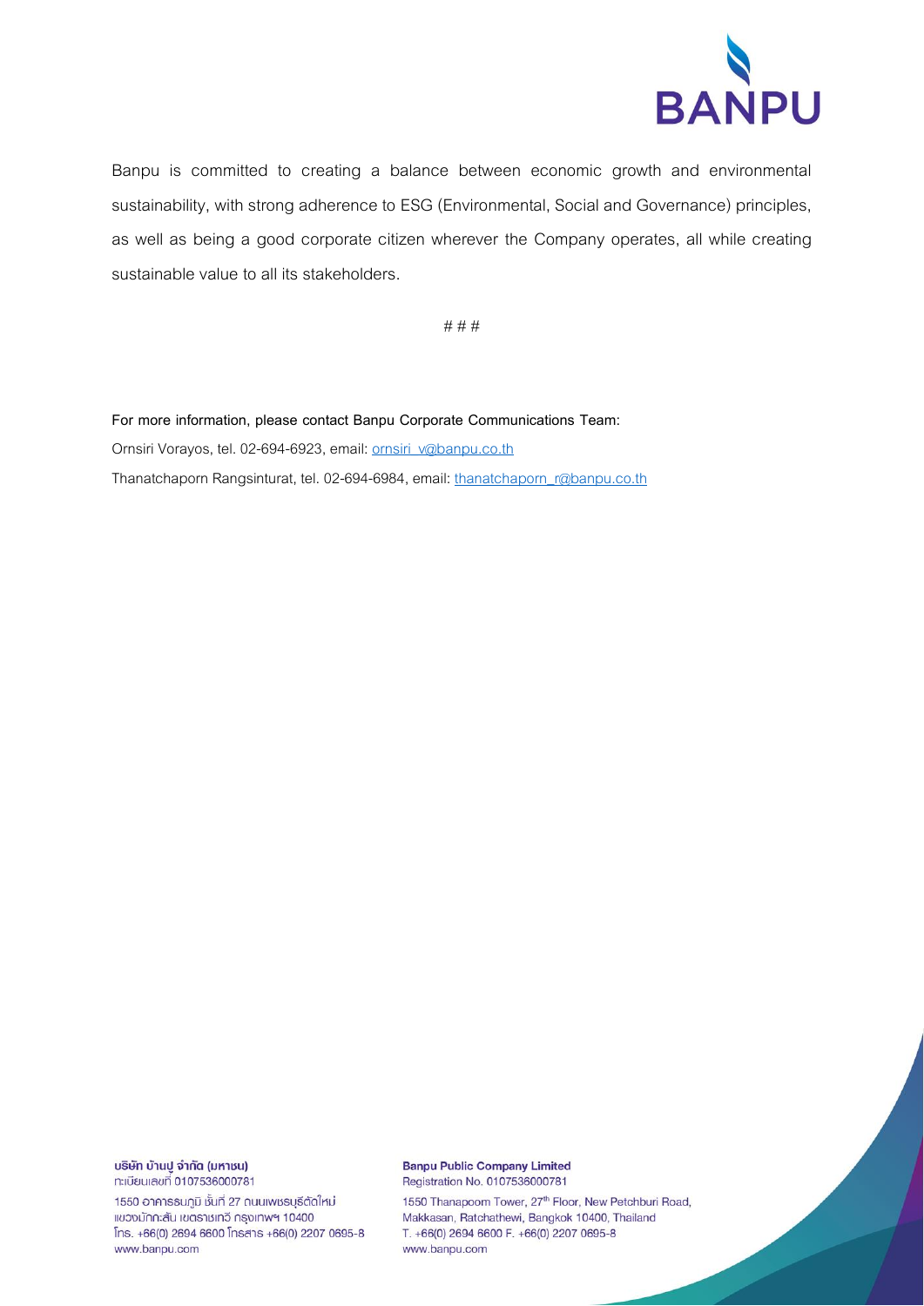Banpu is committed to creating a balance between economic growth and environmental sustainability, with strong adherence to ESG (Environmental, Social and Governance) principles, as well as being a good corporate citizen wherever the Company operates, all while creating sustainable value to all its stakeholders.

# # #

**For more information, please contact Banpu Corporate Communications Team:**

Ornsiri Vorayos, tel. 02-694-6923, email: ornsiri_v@banpu.co.th

Thanatchaporn Rangsinturat, tel. 02-694-6984, email: thanatchaporn_r@banpu.co.th